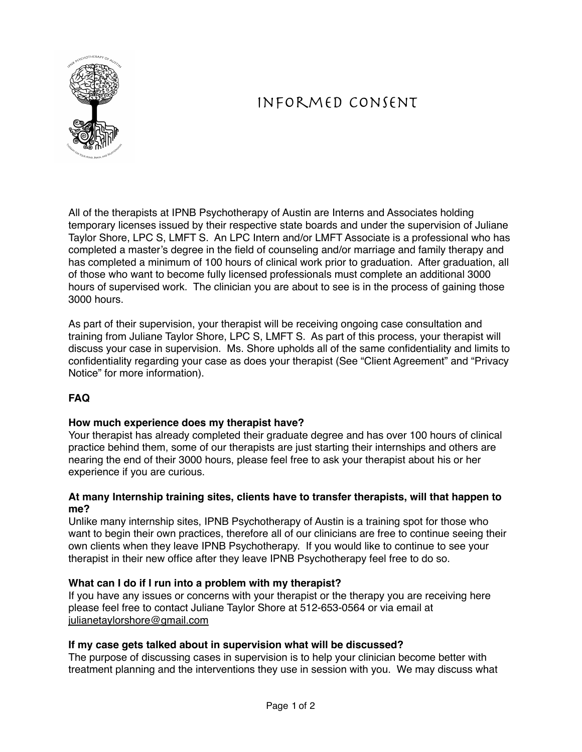# INFORMED CONSENT

All of the therapists at IPNB Psychotherapy of Austin are Interns and Associates holding temporary licenses issued by their respective state boards and under the supervision of Juliane Taylor Shore, LPC S, LMFT S. An LPC Intern and/or LMFT Associate is a professional who has completed a master's degree in the field of counseling and/or marriage and family therapy and has completed a minimum of 100 hours of clinical work prior to graduation. After graduation, all of those who want to become fully licensed professionals must complete an additional 3000 hours of supervised work. The clinician you are about to see is in the process of gaining those 3000 hours.

As part of their supervision, your therapist will be receiving ongoing case consultation and training from Juliane Taylor Shore, LPC S, LMFT S. As part of this process, your therapist will discuss your case in supervision. Ms. Shore upholds all of the same confidentiality and limits to confidentiality regarding your case as does your therapist (See "Client Agreement" and "Privacy Notice" for more information).

**FAQ**

**How much experience does my therapist have?**
Your therapist has already completed their graduate degree and has over 100 hours of clinical practice behind them, some of our therapists are just starting their internships and others are nearing the end of their 3000 hours, please feel free to ask your therapist about his or her experience if you are curious.

**At many Internship training sites, clients have to transfer therapists, will that happen to me?**
Unlike many internship sites, IPNB Psychotherapy of Austin is a training spot for those who want to begin their own practices, therefore all of our clinicians are free to continue seeing their own clients when they leave IPNB Psychotherapy. If you would like to continue to see your therapist in their new office after they leave IPNB Psychotherapy feel free to do so.

**What can I do if I run into a problem with my therapist?**
If you have any issues or concerns with your therapist or the therapy you are receiving here please feel free to contact Juliane Taylor Shore at 512-653-0564 or via email at julianetaylorshore@gmail.com

**If my case gets talked about in supervision what will be discussed?**
The purpose of discussing cases in supervision is to help your clinician become better with treatment planning and the interventions they use in session with you. We may discuss what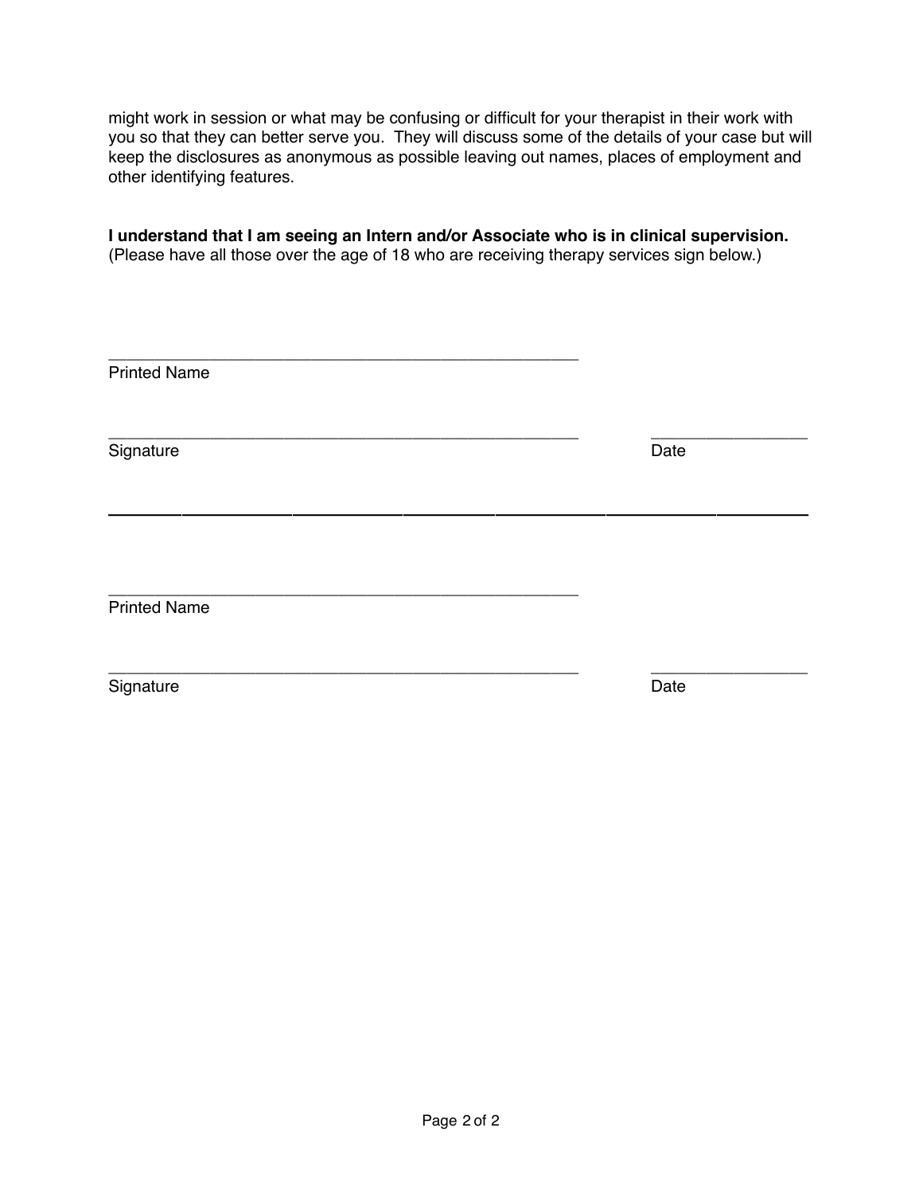might work in session or what may be confusing or difficult for your therapist in their work with you so that they can better serve you. They will discuss some of the details of your case but will keep the disclosures as anonymous as possible leaving out names, places of employment and other identifying features.

**I understand that I am seeing an Intern and/or Associate who is in clinical supervision.**
(Please have all those over the age of 18 who are receiving therapy services sign below.)

\_\_\_\_\_\_\_\_\_\_\_\_\_\_\_\_\_\_\_\_\_\_\_\_\_\_\_\_\_\_\_\_\_\_\_\_\_\_\_\_\_\_\_\_\_\_\_\_
Printed Name

\_\_\_\_\_\_\_\_\_\_\_\_\_\_\_\_\_\_\_\_\_\_\_\_\_\_\_\_\_\_\_\_\_\_\_\_\_\_\_\_\_\_\_\_\_\_\_\_ \_\_\_\_\_\_\_\_\_\_\_\_\_\_\_\_
Signature Date

---

\_\_\_\_\_\_\_\_\_\_\_\_\_\_\_\_\_\_\_\_\_\_\_\_\_\_\_\_\_\_\_\_\_\_\_\_\_\_\_\_\_\_\_\_\_\_\_\_
Printed Name

\_\_\_\_\_\_\_\_\_\_\_\_\_\_\_\_\_\_\_\_\_\_\_\_\_\_\_\_\_\_\_\_\_\_\_\_\_\_\_\_\_\_\_\_\_\_\_\_ \_\_\_\_\_\_\_\_\_\_\_\_\_\_\_\_
Signature Date